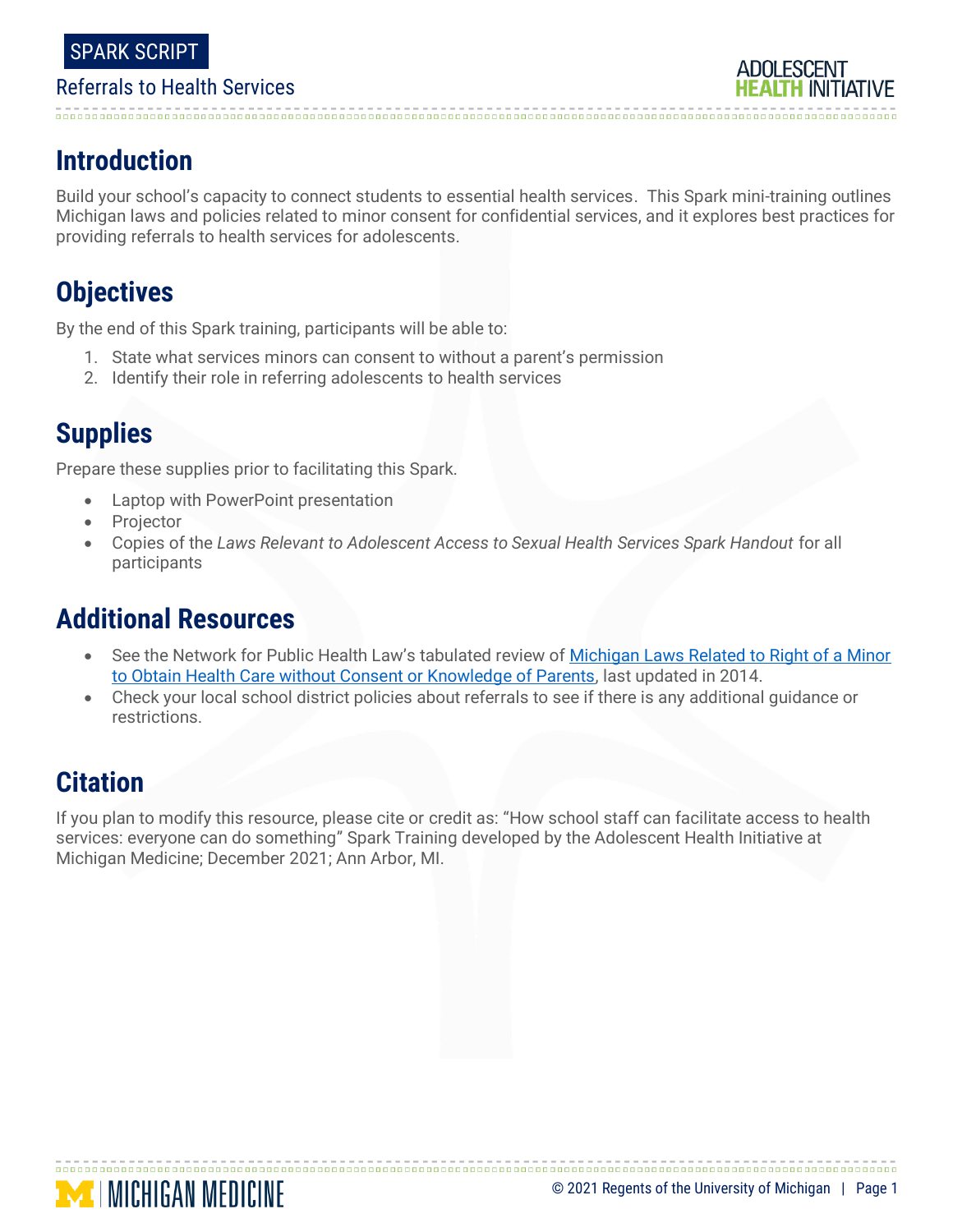SPARK SCRIPT

Referrals to Health Services

## Introduction

Build your school's capacity to connect students to essential health services. This Spark mini-training outlines Michigan laws and policies related to minor consent for confidential services, and it explores best practices for providing referrals to health services for adolescents.

## Objectives

By the end of this Spark training, participants will be able to:

1. State what services minors can consent to without a parent's permission
2. Identify their role in referring adolescents to health services

## Supplies

Prepare these supplies prior to facilitating this Spark.

- Laptop with PowerPoint presentation
- Projector
- Copies of the *Laws Relevant to Adolescent Access to Sexual Health Services Spark Handout* for all participants

## Additional Resources

- See the Network for Public Health Law's tabulated review of Michigan Laws Related to Right of a Minor to Obtain Health Care without Consent or Knowledge of Parents, last updated in 2014.
- Check your local school district policies about referrals to see if there is any additional guidance or restrictions.

## Citation

If you plan to modify this resource, please cite or credit as: "How school staff can facilitate access to health services: everyone can do something" Spark Training developed by the Adolescent Health Initiative at Michigan Medicine; December 2021; Ann Arbor, MI.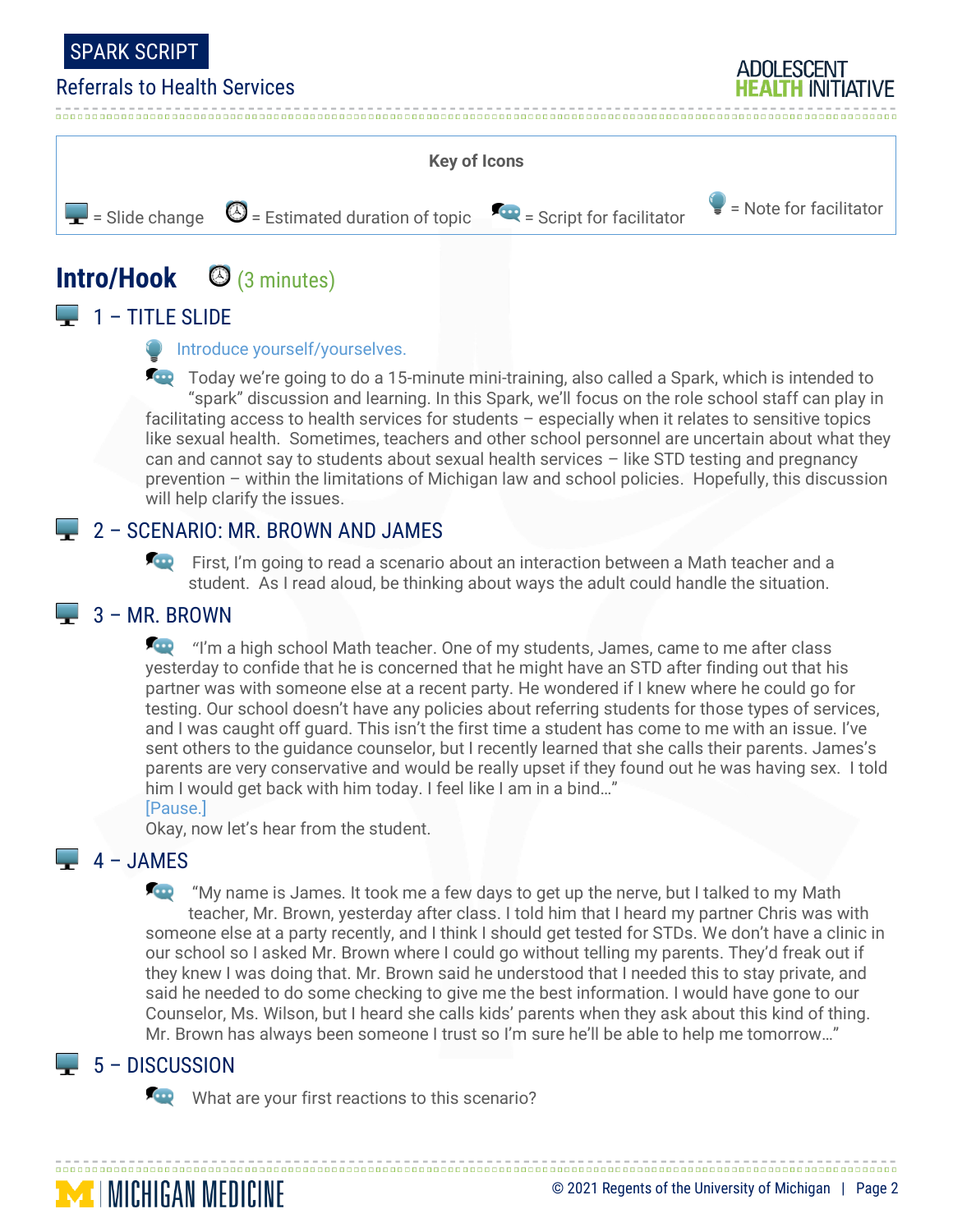SPARK SCRIPT

Referrals to Health Services

**Key of Icons**

= Slide change | = Estimated duration of topic | = Script for facilitator | = Note for facilitator

## Intro/Hook (3 minutes)

### 1 – TITLE SLIDE

Introduce yourself/yourselves.

Today we're going to do a 15-minute mini-training, also called a Spark, which is intended to "spark" discussion and learning. In this Spark, we'll focus on the role school staff can play in facilitating access to health services for students – especially when it relates to sensitive topics like sexual health. Sometimes, teachers and other school personnel are uncertain about what they can and cannot say to students about sexual health services – like STD testing and pregnancy prevention – within the limitations of Michigan law and school policies. Hopefully, this discussion will help clarify the issues.

### 2 – SCENARIO: MR. BROWN AND JAMES

First, I'm going to read a scenario about an interaction between a Math teacher and a student. As I read aloud, be thinking about ways the adult could handle the situation.

### 3 – MR. BROWN

"I'm a high school Math teacher. One of my students, James, came to me after class yesterday to confide that he is concerned that he might have an STD after finding out that his partner was with someone else at a recent party. He wondered if I knew where he could go for testing. Our school doesn't have any policies about referring students for those types of services, and I was caught off guard. This isn't the first time a student has come to me with an issue. I've sent others to the guidance counselor, but I recently learned that she calls their parents. James's parents are very conservative and would be really upset if they found out he was having sex. I told him I would get back with him today. I feel like I am in a bind…"

[Pause.]

Okay, now let's hear from the student.

### 4 – JAMES

"My name is James. It took me a few days to get up the nerve, but I talked to my Math teacher, Mr. Brown, yesterday after class. I told him that I heard my partner Chris was with someone else at a party recently, and I think I should get tested for STDs. We don't have a clinic in our school so I asked Mr. Brown where I could go without telling my parents. They'd freak out if they knew I was doing that. Mr. Brown said he understood that I needed this to stay private, and said he needed to do some checking to give me the best information. I would have gone to our Counselor, Ms. Wilson, but I heard she calls kids' parents when they ask about this kind of thing. Mr. Brown has always been someone I trust so I'm sure he'll be able to help me tomorrow…"

### 5 – DISCUSSION

What are your first reactions to this scenario?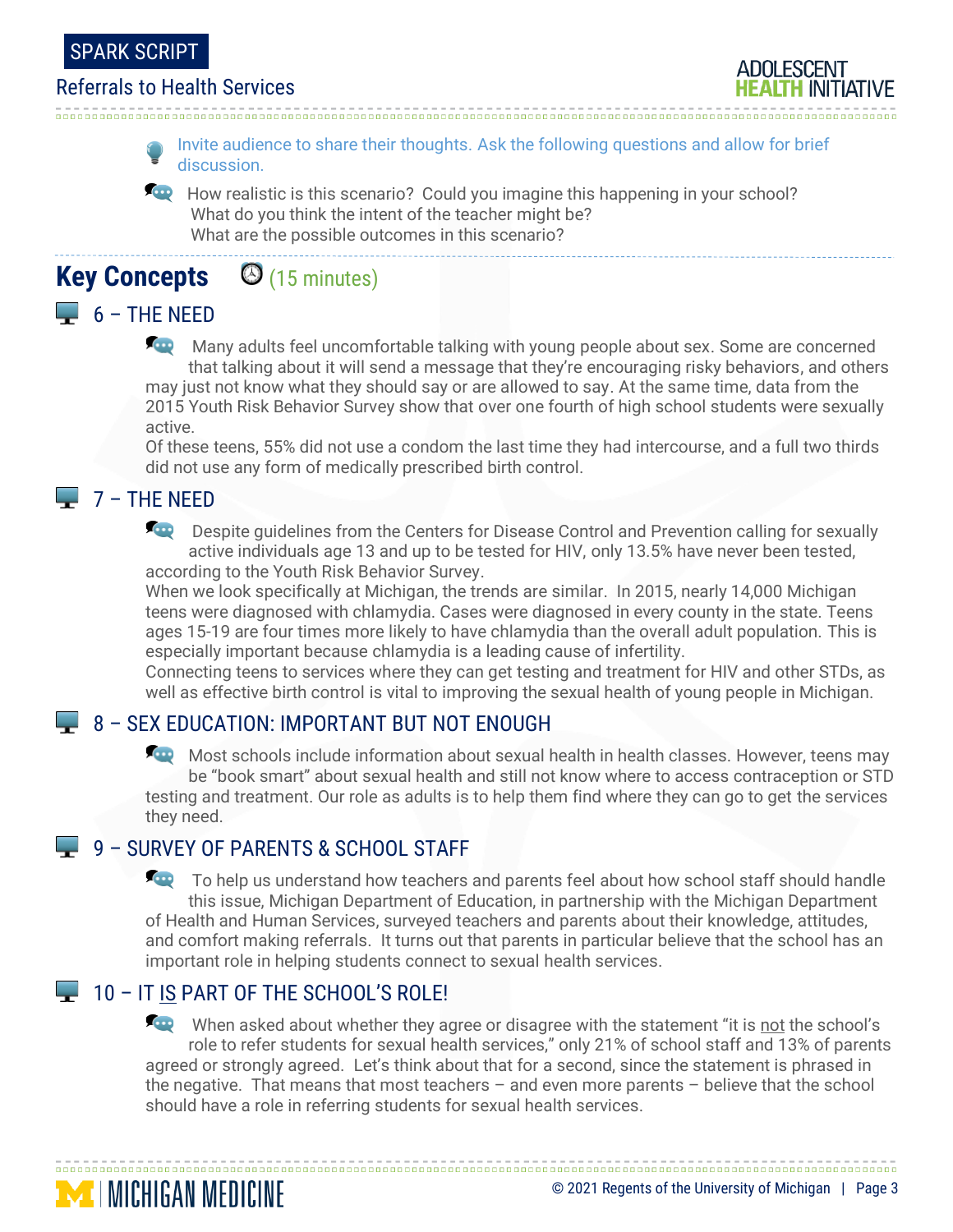Invite audience to share their thoughts. Ask the following questions and allow for brief discussion.

How realistic is this scenario? Could you imagine this happening in your school?
What do you think the intent of the teacher might be?
What are the possible outcomes in this scenario?

## Key Concepts (15 minutes)

### 6 – THE NEED

Many adults feel uncomfortable talking with young people about sex. Some are concerned that talking about it will send a message that they're encouraging risky behaviors, and others may just not know what they should say or are allowed to say. At the same time, data from the 2015 Youth Risk Behavior Survey show that over one fourth of high school students were sexually active.
Of these teens, 55% did not use a condom the last time they had intercourse, and a full two thirds did not use any form of medically prescribed birth control.

### 7 – THE NEED

Despite guidelines from the Centers for Disease Control and Prevention calling for sexually active individuals age 13 and up to be tested for HIV, only 13.5% have never been tested, according to the Youth Risk Behavior Survey.
When we look specifically at Michigan, the trends are similar. In 2015, nearly 14,000 Michigan teens were diagnosed with chlamydia. Cases were diagnosed in every county in the state. Teens ages 15-19 are four times more likely to have chlamydia than the overall adult population. This is especially important because chlamydia is a leading cause of infertility.
Connecting teens to services where they can get testing and treatment for HIV and other STDs, as well as effective birth control is vital to improving the sexual health of young people in Michigan.

### 8 – SEX EDUCATION: IMPORTANT BUT NOT ENOUGH

Most schools include information about sexual health in health classes. However, teens may be "book smart" about sexual health and still not know where to access contraception or STD testing and treatment. Our role as adults is to help them find where they can go to get the services they need.

### 9 – SURVEY OF PARENTS & SCHOOL STAFF

To help us understand how teachers and parents feel about how school staff should handle this issue, Michigan Department of Education, in partnership with the Michigan Department of Health and Human Services, surveyed teachers and parents about their knowledge, attitudes, and comfort making referrals. It turns out that parents in particular believe that the school has an important role in helping students connect to sexual health services.

### 10 – IT IS PART OF THE SCHOOL'S ROLE!

When asked about whether they agree or disagree with the statement "it is not the school's role to refer students for sexual health services," only 21% of school staff and 13% of parents agreed or strongly agreed. Let's think about that for a second, since the statement is phrased in the negative. That means that most teachers – and even more parents – believe that the school should have a role in referring students for sexual health services.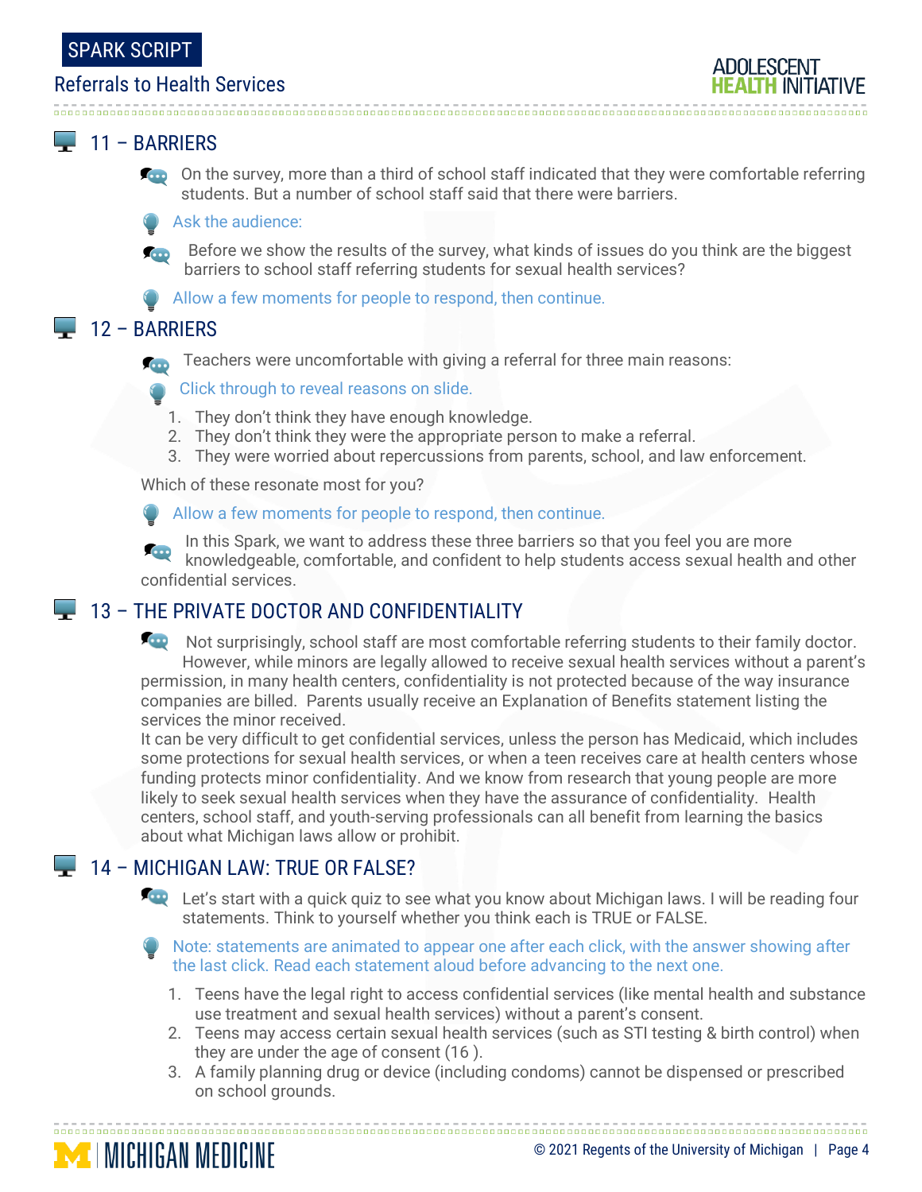## 11 – BARRIERS

On the survey, more than a third of school staff indicated that they were comfortable referring students. But a number of school staff said that there were barriers.

Ask the audience:

Before we show the results of the survey, what kinds of issues do you think are the biggest barriers to school staff referring students for sexual health services?

Allow a few moments for people to respond, then continue.

## 12 – BARRIERS

Teachers were uncomfortable with giving a referral for three main reasons:

Click through to reveal reasons on slide.

1. They don't think they have enough knowledge.
2. They don't think they were the appropriate person to make a referral.
3. They were worried about repercussions from parents, school, and law enforcement.

Which of these resonate most for you?

Allow a few moments for people to respond, then continue.

In this Spark, we want to address these three barriers so that you feel you are more knowledgeable, comfortable, and confident to help students access sexual health and other confidential services.

## 13 – THE PRIVATE DOCTOR AND CONFIDENTIALITY

Not surprisingly, school staff are most comfortable referring students to their family doctor. However, while minors are legally allowed to receive sexual health services without a parent's permission, in many health centers, confidentiality is not protected because of the way insurance companies are billed. Parents usually receive an Explanation of Benefits statement listing the services the minor received.

It can be very difficult to get confidential services, unless the person has Medicaid, which includes some protections for sexual health services, or when a teen receives care at health centers whose funding protects minor confidentiality. And we know from research that young people are more likely to seek sexual health services when they have the assurance of confidentiality. Health centers, school staff, and youth-serving professionals can all benefit from learning the basics about what Michigan laws allow or prohibit.

## 14 – MICHIGAN LAW: TRUE OR FALSE?

Let's start with a quick quiz to see what you know about Michigan laws. I will be reading four statements. Think to yourself whether you think each is TRUE or FALSE.

Note: statements are animated to appear one after each click, with the answer showing after the last click. Read each statement aloud before advancing to the next one.

1. Teens have the legal right to access confidential services (like mental health and substance use treatment and sexual health services) without a parent's consent.
2. Teens may access certain sexual health services (such as STI testing & birth control) when they are under the age of consent (16 ).
3. A family planning drug or device (including condoms) cannot be dispensed or prescribed on school grounds.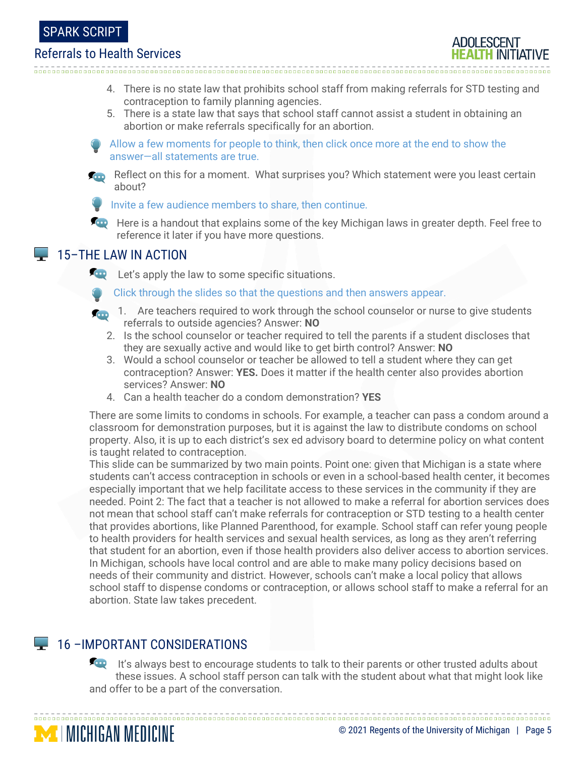4. There is no state law that prohibits school staff from making referrals for STD testing and contraception to family planning agencies.
5. There is a state law that says that school staff cannot assist a student in obtaining an abortion or make referrals specifically for an abortion.

*Allow a few moments for people to think, then click once more at the end to show the answer—all statements are true.*

Reflect on this for a moment. What surprises you? Which statement were you least certain about?

*Invite a few audience members to share, then continue.*

Here is a handout that explains some of the key Michigan laws in greater depth. Feel free to reference it later if you have more questions.

## 15–THE LAW IN ACTION

Let's apply the law to some specific situations.

*Click through the slides so that the questions and then answers appear.*

1. Are teachers required to work through the school counselor or nurse to give students referrals to outside agencies? Answer: **NO**
2. Is the school counselor or teacher required to tell the parents if a student discloses that they are sexually active and would like to get birth control? Answer: **NO**
3. Would a school counselor or teacher be allowed to tell a student where they can get contraception? Answer: **YES.** Does it matter if the health center also provides abortion services? Answer: **NO**
4. Can a health teacher do a condom demonstration? **YES**

There are some limits to condoms in schools. For example, a teacher can pass a condom around a classroom for demonstration purposes, but it is against the law to distribute condoms on school property. Also, it is up to each district's sex ed advisory board to determine policy on what content is taught related to contraception.

This slide can be summarized by two main points. Point one: given that Michigan is a state where students can't access contraception in schools or even in a school-based health center, it becomes especially important that we help facilitate access to these services in the community if they are needed. Point 2: The fact that a teacher is not allowed to make a referral for abortion services does not mean that school staff can't make referrals for contraception or STD testing to a health center that provides abortions, like Planned Parenthood, for example. School staff can refer young people to health providers for health services and sexual health services, as long as they aren't referring that student for an abortion, even if those health providers also deliver access to abortion services. In Michigan, schools have local control and are able to make many policy decisions based on needs of their community and district. However, schools can't make a local policy that allows school staff to dispense condoms or contraception, or allows school staff to make a referral for an abortion. State law takes precedent.

## 16 –IMPORTANT CONSIDERATIONS

It's always best to encourage students to talk to their parents or other trusted adults about these issues. A school staff person can talk with the student about what that might look like and offer to be a part of the conversation.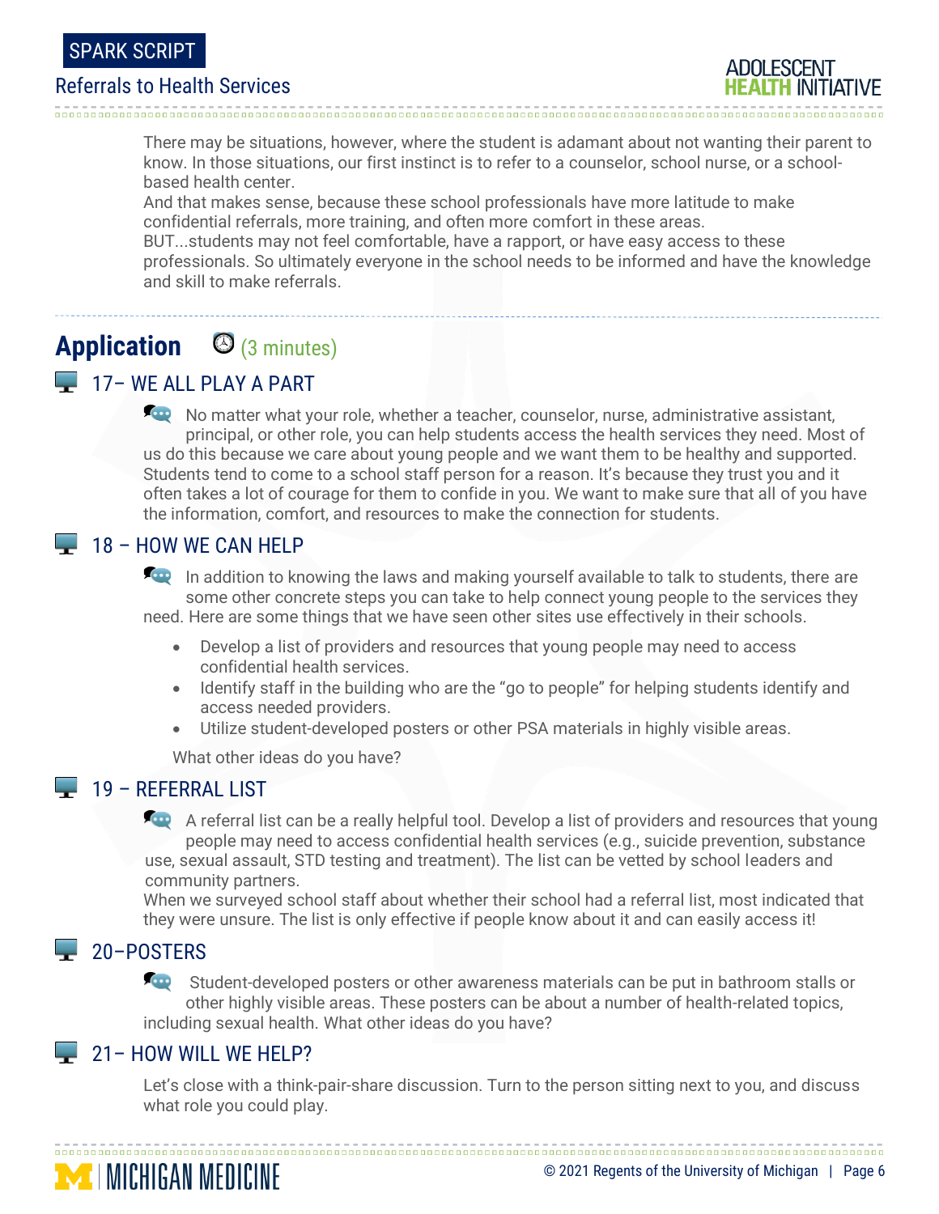There may be situations, however, where the student is adamant about not wanting their parent to know. In those situations, our first instinct is to refer to a counselor, school nurse, or a school-based health center.

And that makes sense, because these school professionals have more latitude to make confidential referrals, more training, and often more comfort in these areas.

BUT...students may not feel comfortable, have a rapport, or have easy access to these professionals. So ultimately everyone in the school needs to be informed and have the knowledge and skill to make referrals.

## Application (3 minutes)

### 17– WE ALL PLAY A PART

No matter what your role, whether a teacher, counselor, nurse, administrative assistant, principal, or other role, you can help students access the health services they need. Most of us do this because we care about young people and we want them to be healthy and supported. Students tend to come to a school staff person for a reason. It's because they trust you and it often takes a lot of courage for them to confide in you. We want to make sure that all of you have the information, comfort, and resources to make the connection for students.

### 18 – HOW WE CAN HELP

In addition to knowing the laws and making yourself available to talk to students, there are some other concrete steps you can take to help connect young people to the services they need. Here are some things that we have seen other sites use effectively in their schools.

- Develop a list of providers and resources that young people may need to access confidential health services.
- Identify staff in the building who are the "go to people" for helping students identify and access needed providers.
- Utilize student-developed posters or other PSA materials in highly visible areas.

What other ideas do you have?

### 19 – REFERRAL LIST

A referral list can be a really helpful tool. Develop a list of providers and resources that young people may need to access confidential health services (e.g., suicide prevention, substance use, sexual assault, STD testing and treatment). The list can be vetted by school leaders and community partners.

When we surveyed school staff about whether their school had a referral list, most indicated that they were unsure. The list is only effective if people know about it and can easily access it!

### 20–POSTERS

Student-developed posters or other awareness materials can be put in bathroom stalls or other highly visible areas. These posters can be about a number of health-related topics, including sexual health. What other ideas do you have?

### 21– HOW WILL WE HELP?

Let's close with a think-pair-share discussion. Turn to the person sitting next to you, and discuss what role you could play.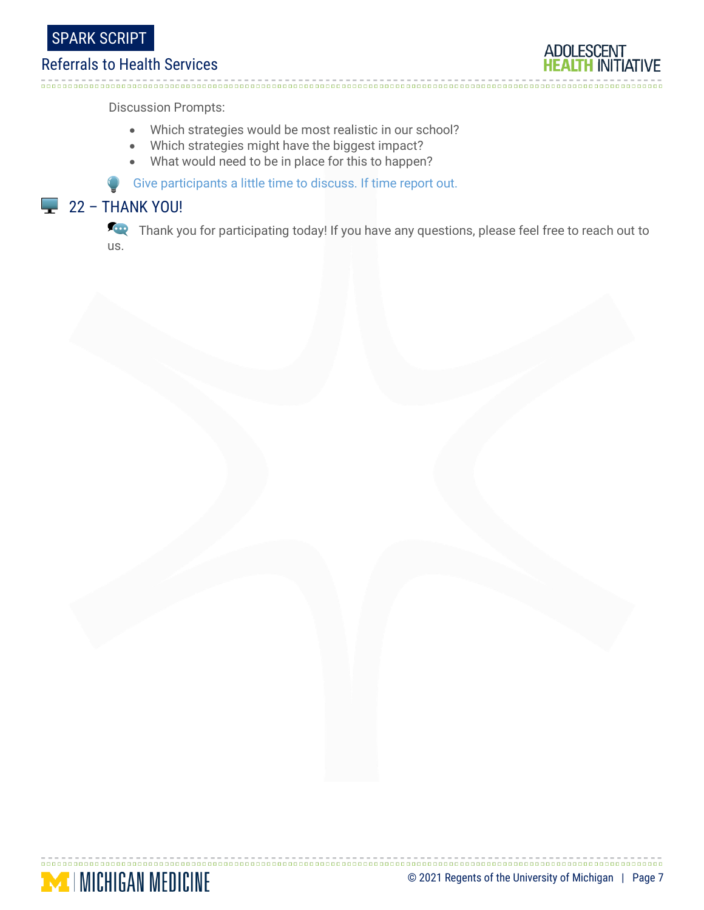Discussion Prompts:

- Which strategies would be most realistic in our school?
- Which strategies might have the biggest impact?
- What would need to be in place for this to happen?

Give participants a little time to discuss. If time report out.

## 22 – THANK YOU!

Thank you for participating today! If you have any questions, please feel free to reach out to us.